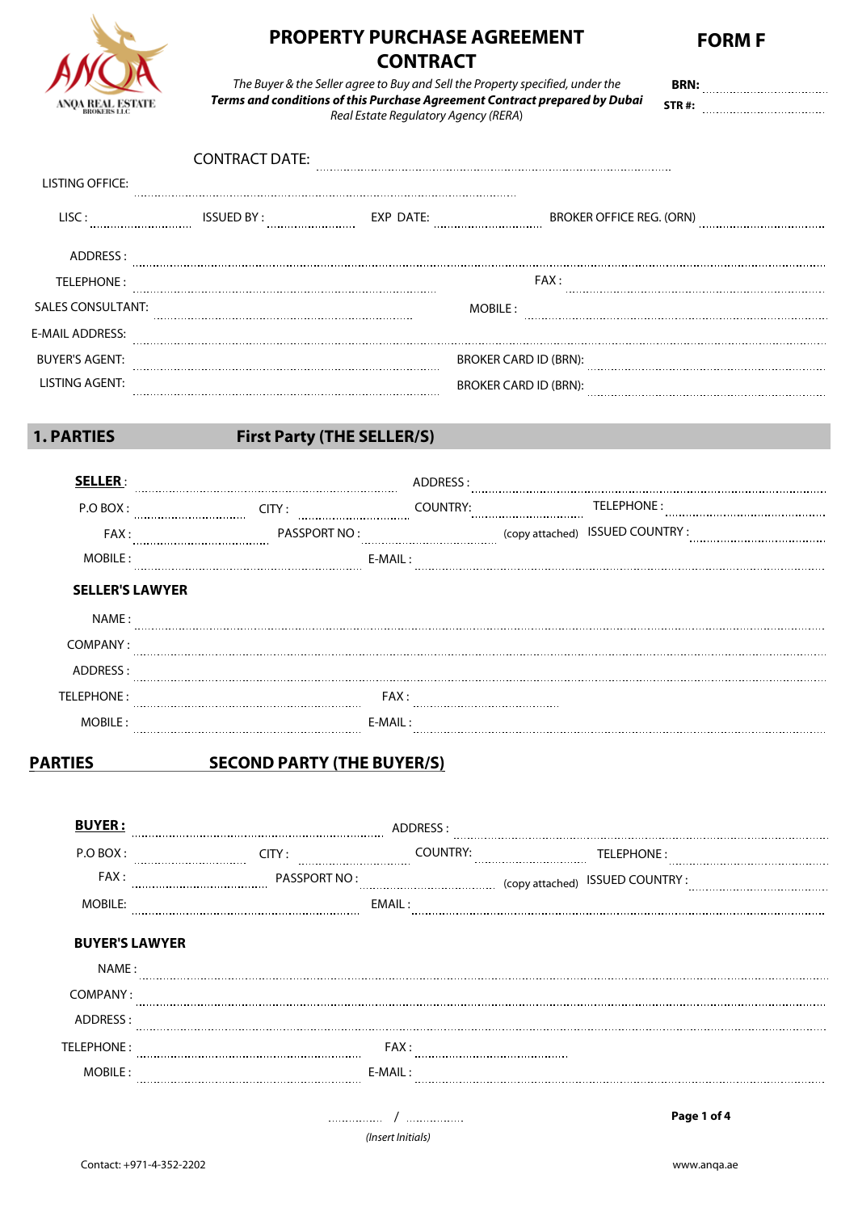ANQA REAL ESTATE BROKERS LLC

# PROPERTY PURCHASE AGREEMENT CONTRACT

**FORM F**

*The Buyer & the Seller agree to Buy and Sell the Property specified, under the* ***Terms and conditions of this Purchase Agreement Contract prepared by Dubai*** *Real Estate Regulatory Agency (RERA)*

**BRN:** ..............................

**STR #:** ..............................

CONTRACT DATE: ..............................

LISTING OFFICE: ..............................

LISC : .............. ISSUED BY : .............. EXP DATE: .............. BROKER OFFICE REG. (ORN) ..............

ADDRESS : ..............................

TELEPHONE : .............................. FAX : ..............................

SALES CONSULTANT: .............................. MOBILE : ..............................

E-MAIL ADDRESS: ..............................

BUYER'S AGENT: .............................. BROKER CARD ID (BRN): ..............................

LISTING AGENT: .............................. BROKER CARD ID (BRN): ..............................

## 1. PARTIES First Party (THE SELLER/S)

**SELLER** : .............................. ADDRESS : ..............................

P.O BOX : .............. CITY : .............. COUNTRY: .............. TELEPHONE : ..............

FAX : .............. PASSPORT NO : .............. (copy attached) ISSUED COUNTRY : ..............

MOBILE : .............................. E-MAIL : ..............................

### SELLER'S LAWYER

NAME : ..............................

COMPANY : ..............................

ADDRESS : ..............................

TELEPHONE : .............................. FAX : ..............................

MOBILE : .............................. E-MAIL : ..............................

## PARTIES SECOND PARTY (THE BUYER/S)

**BUYER :** .............................. ADDRESS : ..............................

P.O BOX : .............. CITY : .............. COUNTRY: .............. TELEPHONE : ..............

FAX : .............. PASSPORT NO : .............. (copy attached) ISSUED COUNTRY : ..............

MOBILE: .............................. EMAIL : ..............................

### BUYER'S LAWYER

NAME : ..............................

COMPANY : ..............................

ADDRESS : ..............................

TELEPHONE : .............................. FAX : ..............................

MOBILE : .............................. E-MAIL : ..............................

.............. / ..............

*(Insert Initials)*

Contact: +971-4-352-2202 www.anqa.ae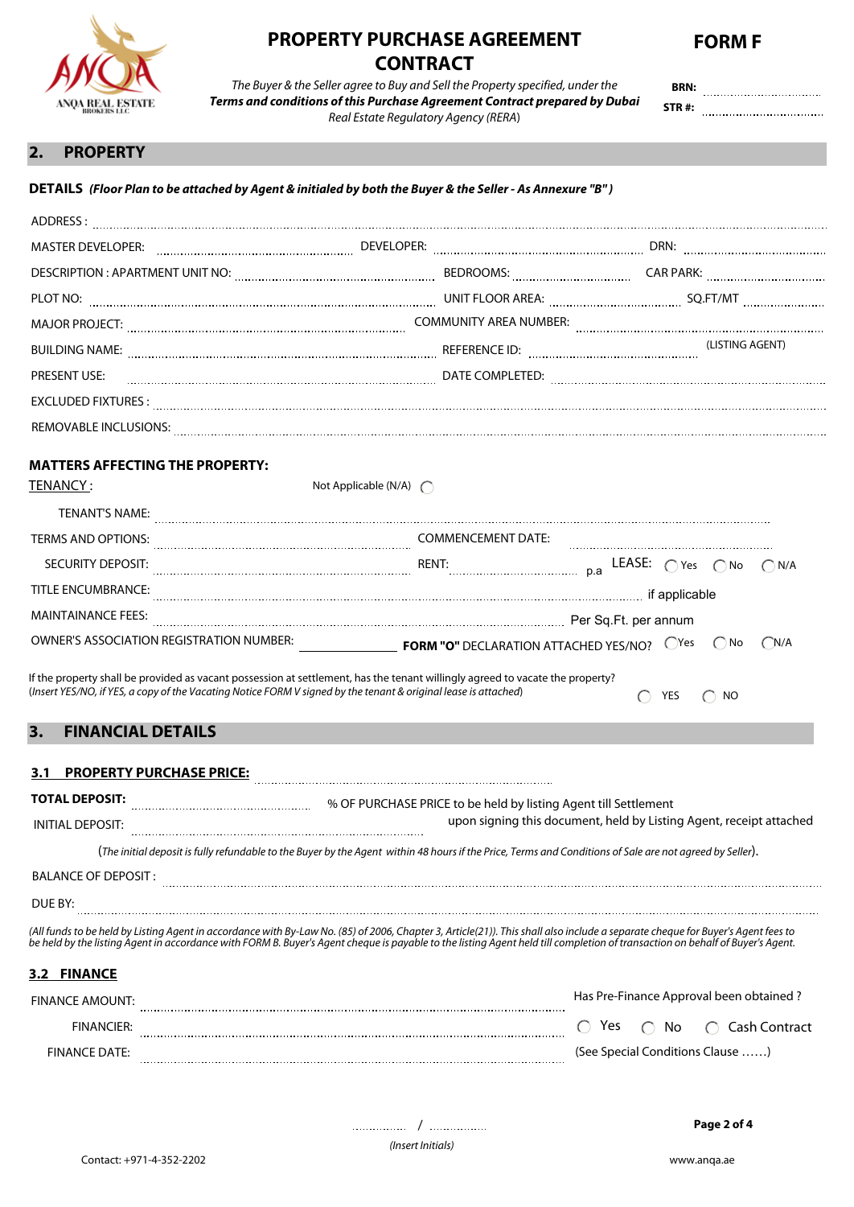# PROPERTY PURCHASE AGREEMENT CONTRACT

**FORM F**

*The Buyer & the Seller agree to Buy and Sell the Property specified, under the **Terms and conditions of this Purchase Agreement Contract prepared by Dubai** Real Estate Regulatory Agency (RERA)*

**BRN:** ..............................

**STR #:** ..............................

## 2. PROPERTY

**DETAILS** ***(Floor Plan to be attached by Agent & initialed by both the Buyer & the Seller - As Annexure "B")***

ADDRESS : ..............................

MASTER DEVELOPER: .............................. DEVELOPER: .............................. DRN: ..............................

DESCRIPTION : APARTMENT UNIT NO: .............................. BEDROOMS: .............................. CAR PARK: ..............................

PLOT NO: .............................. UNIT FLOOR AREA: .............................. SQ.FT/MT ..............................

MAJOR PROJECT: .............................. COMMUNITY AREA NUMBER: ..............................

BUILDING NAME: .............................. REFERENCE ID: .............................. (LISTING AGENT)

PRESENT USE: .............................. DATE COMPLETED: ..............................

EXCLUDED FIXTURES : ..............................

REMOVABLE INCLUSIONS: ..............................

**MATTERS AFFECTING THE PROPERTY:**

TENANCY : Not Applicable (N/A) ◯

TENANT'S NAME: ..............................

TERMS AND OPTIONS: .............................. COMMENCEMENT DATE: ..............................

SECURITY DEPOSIT: .............................. RENT: .............................. p.a LEASE: ◯ Yes ◯ No ◯ N/A

TITLE ENCUMBRANCE: .............................. if applicable

MAINTAINANCE FEES: .............................. Per Sq.Ft. per annum

OWNER'S ASSOCIATION REGISTRATION NUMBER: .............................. **FORM "O"** DECLARATION ATTACHED YES/NO? ◯ Yes ◯ No ◯ N/A

If the property shall be provided as vacant possession at settlement, has the tenant willingly agreed to vacate the property?
*(Insert YES/NO, if YES, a copy of the Vacating Notice FORM V signed by the tenant & original lease is attached)* ◯ YES ◯ NO

## 3. FINANCIAL DETAILS

### 3.1 PROPERTY PURCHASE PRICE: ..............................

**TOTAL DEPOSIT:** .............................. % OF PURCHASE PRICE to be held by listing Agent till Settlement

INITIAL DEPOSIT: .............................. upon signing this document, held by Listing Agent, receipt attached

(*The initial deposit is fully refundable to the Buyer by the Agent within 48 hours if the Price, Terms and Conditions of Sale are not agreed by Seller*).

BALANCE OF DEPOSIT : ..............................

DUE BY: ..............................

*(All funds to be held by Listing Agent in accordance with By-Law No. (85) of 2006, Chapter 3, Article(21)). This shall also include a separate cheque for Buyer's Agent fees to be held by the listing Agent in accordance with FORM B. Buyer's Agent cheque is payable to the listing Agent held till completion of transaction on behalf of Buyer's Agent.*

### 3.2 FINANCE

FINANCE AMOUNT: .............................. Has Pre-Finance Approval been obtained ?

FINANCIER: .............................. ◯ Yes ◯ No ◯ Cash Contract

FINANCE DATE: .............................. (See Special Conditions Clause ……)

.............. / ..............
*(Insert Initials)*

Contact: +971-4-352-2202

www.anqa.ae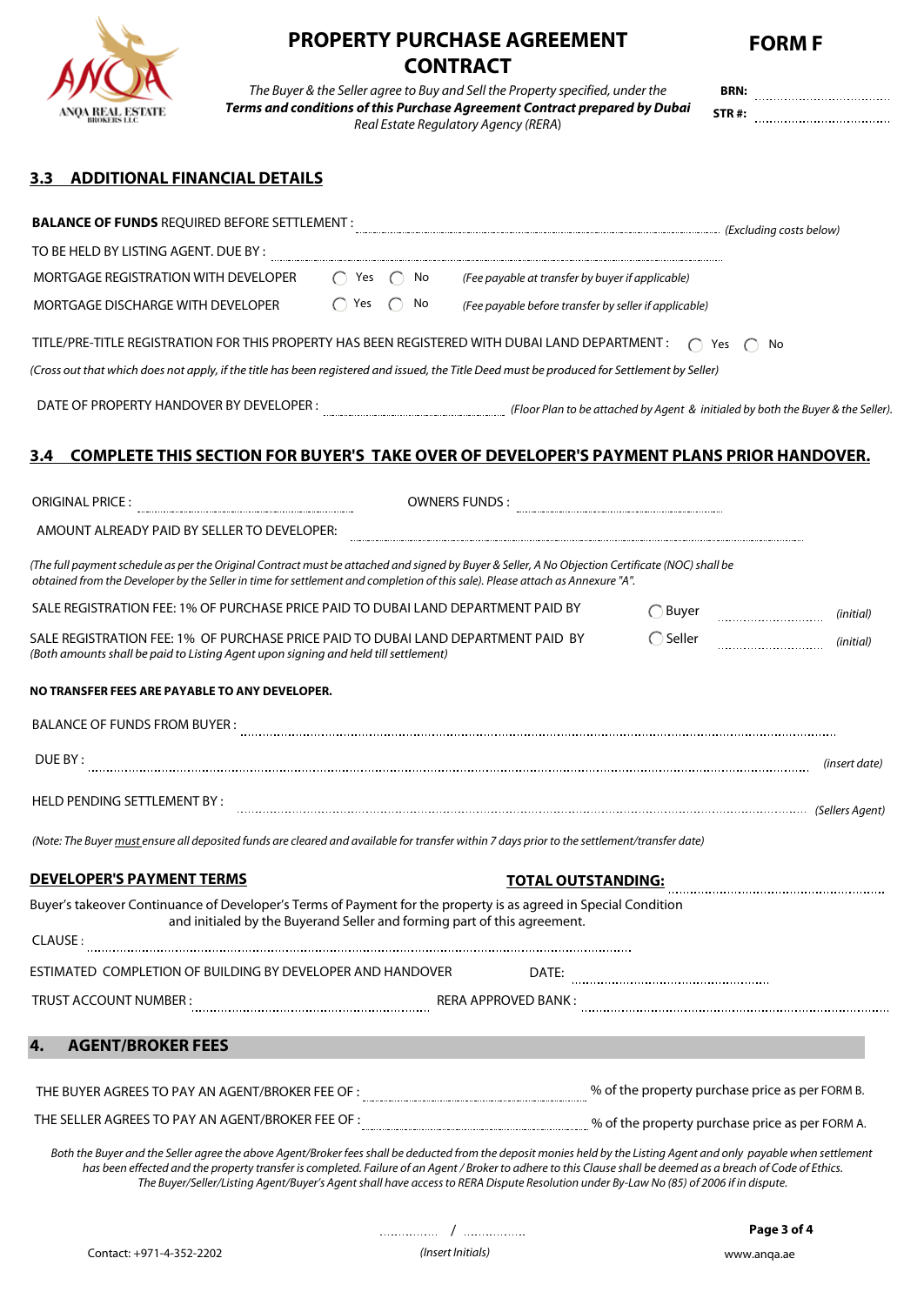# PROPERTY PURCHASE AGREEMENT CONTRACT

**FORM F**

*The Buyer & the Seller agree to Buy and Sell the Property specified, under the* ***Terms and conditions of this Purchase Agreement Contract prepared by Dubai*** *Real Estate Regulatory Agency (RERA)*

**BRN:** ....................................

**STR #:** ....................................

## 3.3 ADDITIONAL FINANCIAL DETAILS

**BALANCE OF FUNDS** REQUIRED BEFORE SETTLEMENT : .................................................................... *(Excluding costs below)*

TO BE HELD BY LISTING AGENT. DUE BY : ....................................................................

MORTGAGE REGISTRATION WITH DEVELOPER ◯ Yes ◯ No *(Fee payable at transfer by buyer if applicable)*

MORTGAGE DISCHARGE WITH DEVELOPER ◯ Yes ◯ No *(Fee payable before transfer by seller if applicable)*

TITLE/PRE-TITLE REGISTRATION FOR THIS PROPERTY HAS BEEN REGISTERED WITH DUBAI LAND DEPARTMENT : ◯ Yes ◯ No

*(Cross out that which does not apply, if the title has been registered and issued, the Title Deed must be produced for Settlement by Seller)*

DATE OF PROPERTY HANDOVER BY DEVELOPER : .................................... *(Floor Plan to be attached by Agent & initialed by both the Buyer & the Seller).*

## 3.4 COMPLETE THIS SECTION FOR BUYER'S TAKE OVER OF DEVELOPER'S PAYMENT PLANS PRIOR HANDOVER.

ORIGINAL PRICE : .................................... OWNERS FUNDS : ....................................

AMOUNT ALREADY PAID BY SELLER TO DEVELOPER: ....................................................................

*(The full payment schedule as per the Original Contract must be attached and signed by Buyer & Seller, A No Objection Certificate (NOC) shall be obtained from the Developer by the Seller in time for settlement and completion of this sale). Please attach as Annexure "A".*

SALE REGISTRATION FEE: 1% OF PURCHASE PRICE PAID TO DUBAI LAND DEPARTMENT PAID BY ◯ Buyer .................... *(initial)*

SALE REGISTRATION FEE: 1% OF PURCHASE PRICE PAID TO DUBAI LAND DEPARTMENT PAID BY ◯ Seller .................... *(initial)*

*(Both amounts shall be paid to Listing Agent upon signing and held till settlement)*

**NO TRANSFER FEES ARE PAYABLE TO ANY DEVELOPER.**

BALANCE OF FUNDS FROM BUYER : ....................................................................

DUE BY : .................................................................... *(insert date)*

HELD PENDING SETTLEMENT BY : .................................................................... *(Sellers Agent)*

*(Note: The Buyer must ensure all deposited funds are cleared and available for transfer within 7 days prior to the settlement/transfer date)*

**DEVELOPER'S PAYMENT TERMS** **TOTAL OUTSTANDING:** ....................................

Buyer's takeover Continuance of Developer's Terms of Payment for the property is as agreed in Special Condition and initialed by the Buyerand Seller and forming part of this agreement.

CLAUSE : ....................................................................

ESTIMATED COMPLETION OF BUILDING BY DEVELOPER AND HANDOVER DATE: ....................................

TRUST ACCOUNT NUMBER : .................................... RERA APPROVED BANK : ....................................

## 4. AGENT/BROKER FEES

THE BUYER AGREES TO PAY AN AGENT/BROKER FEE OF : .................................... % of the property purchase price as per FORM B.

THE SELLER AGREES TO PAY AN AGENT/BROKER FEE OF : .................................... % of the property purchase price as per FORM A.

*Both the Buyer and the Seller agree the above Agent/Broker fees shall be deducted from the deposit monies held by the Listing Agent and only payable when settlement has been effected and the property transfer is completed. Failure of an Agent / Broker to adhere to this Clause shall be deemed as a breach of Code of Ethics. The Buyer/Seller/Listing Agent/Buyer's Agent shall have access to RERA Dispute Resolution under By-Law No (85) of 2006 if in dispute.*

.................... / ....................

*(Insert Initials)*

Contact: +971-4-352-2202

www.anqa.ae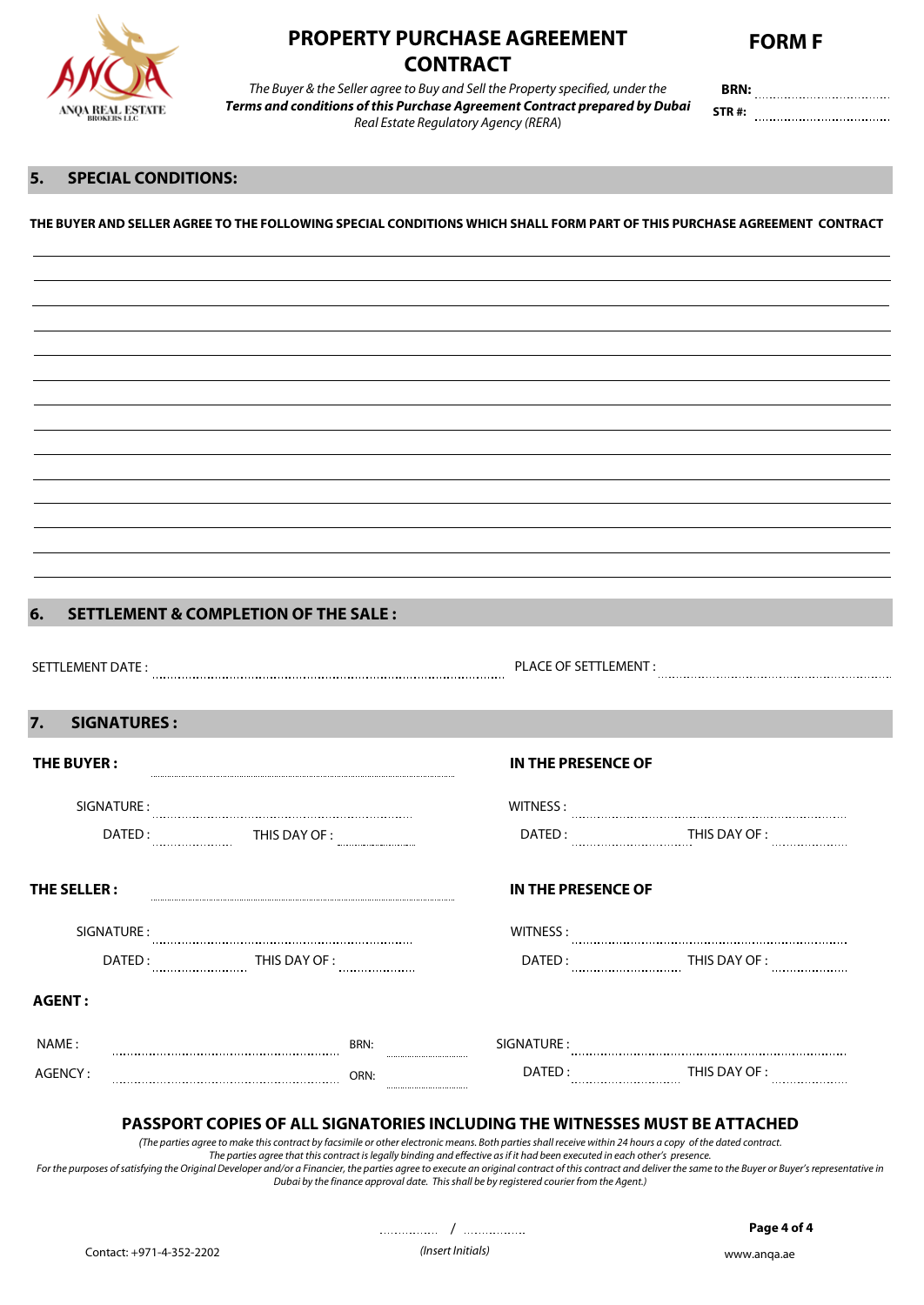# PROPERTY PURCHASE AGREEMENT CONTRACT

**FORM F**

*The Buyer & the Seller agree to Buy and Sell the Property specified, under the* ***Terms and conditions of this Purchase Agreement Contract prepared by Dubai*** *Real Estate Regulatory Agency (RERA)*

**BRN:** ..............................

**STR #:** ..............................

## 5. SPECIAL CONDITIONS:

**THE BUYER AND SELLER AGREE TO THE FOLLOWING SPECIAL CONDITIONS WHICH SHALL FORM PART OF THIS PURCHASE AGREEMENT CONTRACT**

## 6. SETTLEMENT & COMPLETION OF THE SALE :

SETTLEMENT DATE : ..............................

PLACE OF SETTLEMENT : ..............................

## 7. SIGNATURES :

**THE BUYER :** ..............................

SIGNATURE : ..............................

DATED : .................. THIS DAY OF : ..................

**IN THE PRESENCE OF**

WITNESS : ..............................

DATED : .................. THIS DAY OF : ..................

**THE SELLER :** ..............................

SIGNATURE : ..............................

DATED : .................. THIS DAY OF : ..................

**IN THE PRESENCE OF**

WITNESS : ..............................

DATED : .................. THIS DAY OF : ..................

**AGENT :**

NAME : .............................. BRN: ..................

AGENCY : .............................. ORN: ..................

SIGNATURE : ..............................

DATED : .................. THIS DAY OF : ..................

### PASSPORT COPIES OF ALL SIGNATORIES INCLUDING THE WITNESSES MUST BE ATTACHED

*(The parties agree to make this contract by facsimile or other electronic means. Both parties shall receive within 24 hours a copy of the dated contract. The parties agree that this contract is legally binding and effective as if it had been executed in each other's presence. For the purposes of satisfying the Original Developer and/or a Financier, the parties agree to execute an original contract of this contract and deliver the same to the Buyer or Buyer's representative in Dubai by the finance approval date. This shall be by registered courier from the Agent.)*

.............. / ..............

*(Insert Initials)*

Contact: +971-4-352-2202

www.anqa.ae